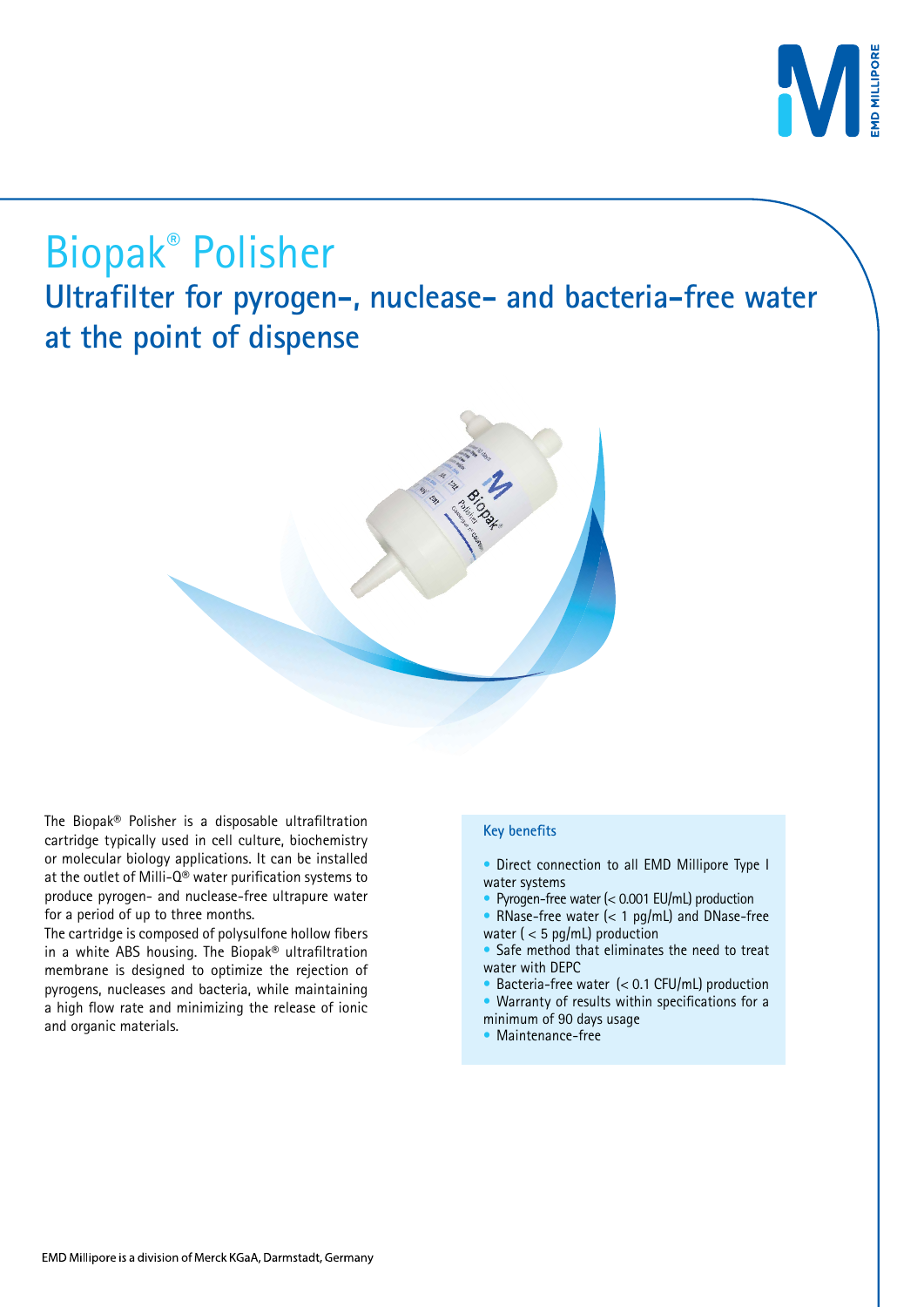# Biopak® Polisher

## Ultrafilter for pyrogen-, nuclease- and bacteria-free water at the point of dispense

The Biopak® Polisher is a disposable ultrafiltration cartridge typically used in cell culture, biochemistry or molecular biology applications. It can be installed at the outlet of Milli-Q® water purification systems to produce pyrogen- and nuclease-free ultrapure water for a period of up to three months.

The cartridge is composed of polysulfone hollow fibers in a white ABS housing. The Biopak® ultrafiltration membrane is designed to optimize the rejection of pyrogens, nucleases and bacteria, while maintaining a high flow rate and minimizing the release of ionic and organic materials.

### Key benefits

- Direct connection to all EMD Millipore Type I water systems
- Pyrogen-free water (< 0.001 EU/mL) production
- RNase-free water (< 1 pg/mL) and DNase-free water ( < 5 pg/mL) production
- Safe method that eliminates the need to treat water with DEPC
- Bacteria-free water (< 0.1 CFU/mL) production
- Warranty of results within specifications for a minimum of 90 days usage
- Maintenance-free

EMD Millipore is a division of Merck KGaA, Darmstadt, Germany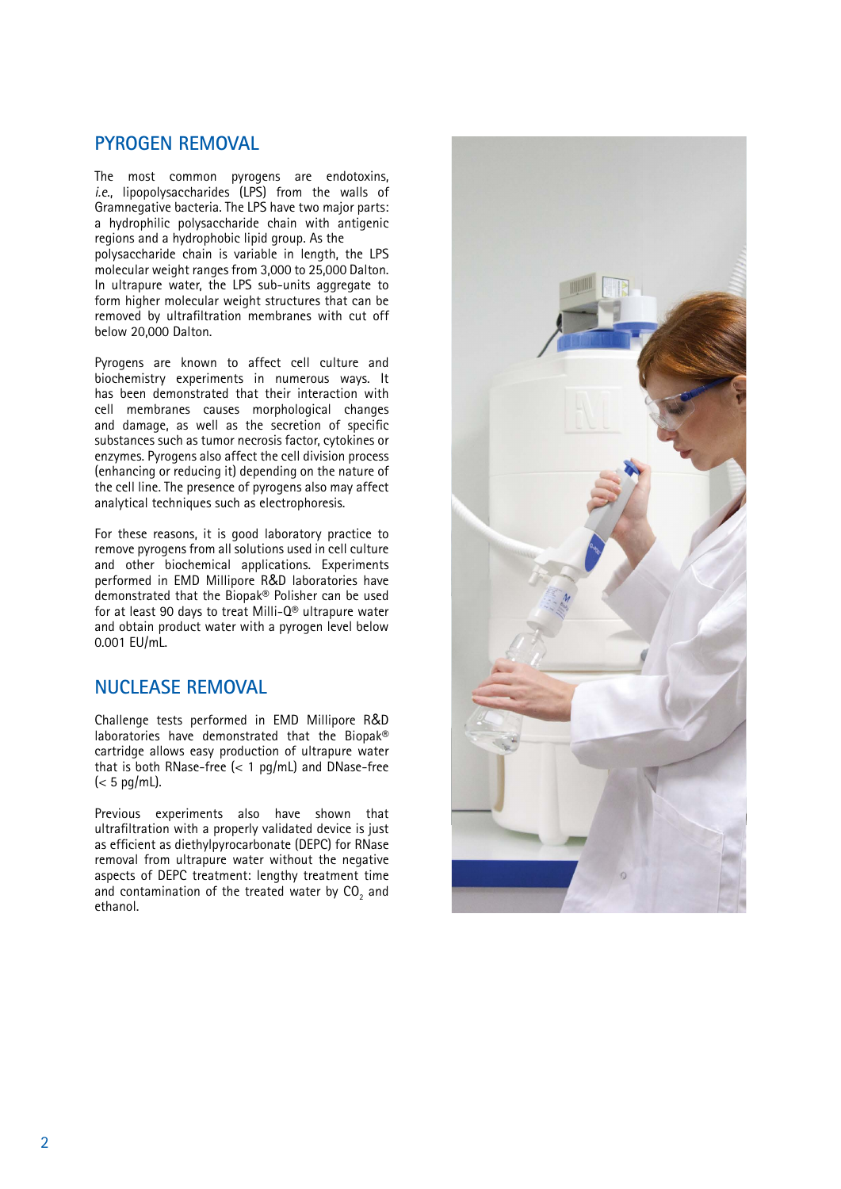## PYROGEN REMOVAL

The most common pyrogens are endotoxins, *i.e.*, lipopolysaccharides (LPS) from the walls of Gramnegative bacteria. The LPS have two major parts: a hydrophilic polysaccharide chain with antigenic regions and a hydrophobic lipid group. As the polysaccharide chain is variable in length, the LPS molecular weight ranges from 3,000 to 25,000 Dalton. In ultrapure water, the LPS sub-units aggregate to form higher molecular weight structures that can be removed by ultrafiltration membranes with cut off below 20,000 Dalton.

Pyrogens are known to affect cell culture and biochemistry experiments in numerous ways. It has been demonstrated that their interaction with cell membranes causes morphological changes and damage, as well as the secretion of specific substances such as tumor necrosis factor, cytokines or enzymes. Pyrogens also affect the cell division process (enhancing or reducing it) depending on the nature of the cell line. The presence of pyrogens also may affect analytical techniques such as electrophoresis.

For these reasons, it is good laboratory practice to remove pyrogens from all solutions used in cell culture and other biochemical applications. Experiments performed in EMD Millipore R&D laboratories have demonstrated that the Biopak® Polisher can be used for at least 90 days to treat Milli-Q® ultrapure water and obtain product water with a pyrogen level below 0.001 EU/mL.

## NUCLEASE REMOVAL

Challenge tests performed in EMD Millipore R&D laboratories have demonstrated that the Biopak® cartridge allows easy production of ultrapure water that is both RNase-free (< 1 pg/mL) and DNase-free (< 5 pg/mL).

Previous experiments also have shown that ultrafiltration with a properly validated device is just as efficient as diethylpyrocarbonate (DEPC) for RNase removal from ultrapure water without the negative aspects of DEPC treatment: lengthy treatment time and contamination of the treated water by $CO_2$ and ethanol.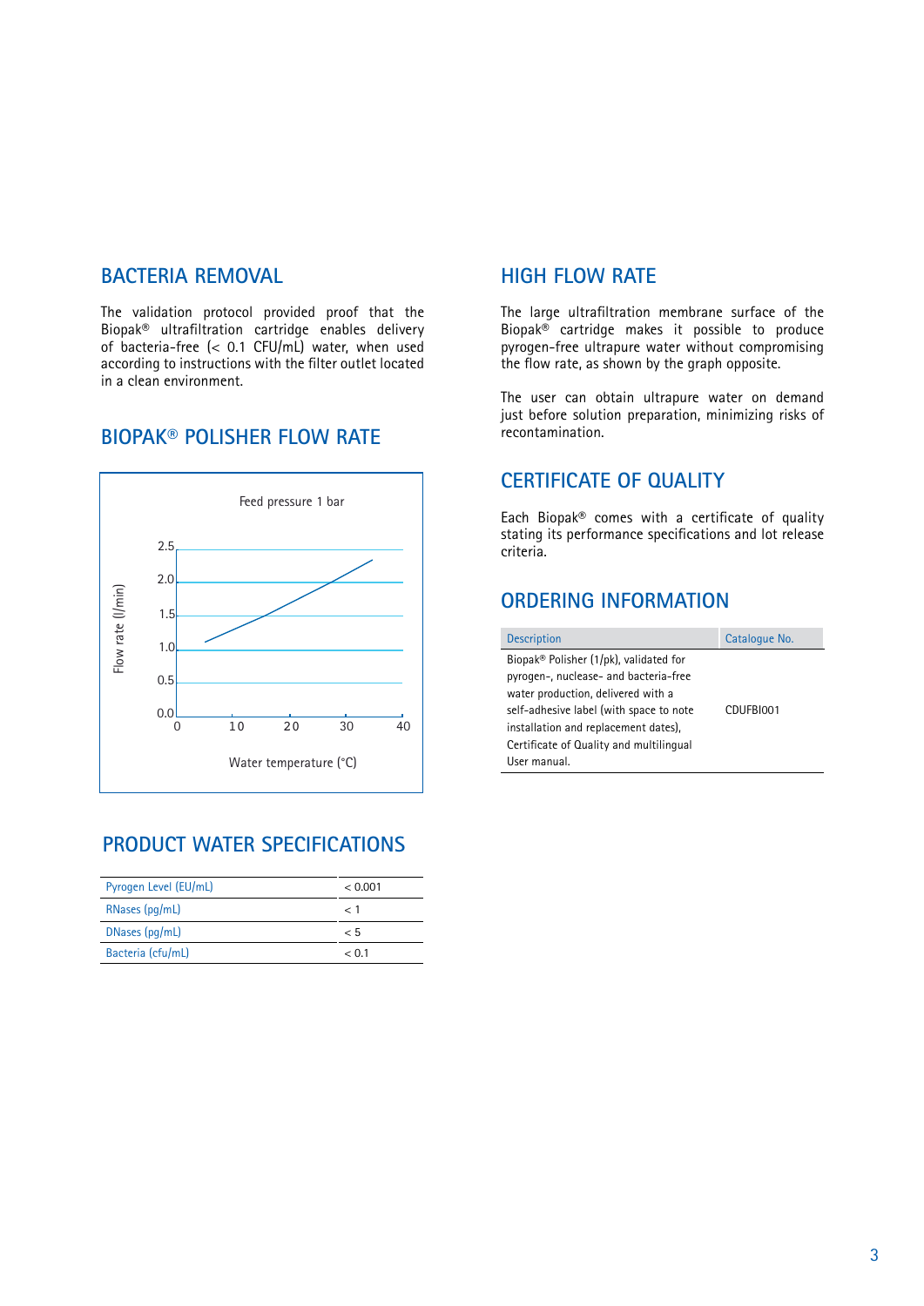## BACTERIA REMOVAL

The validation protocol provided proof that the Biopak® ultrafiltration cartridge enables delivery of bacteria-free (< 0.1 CFU/mL) water, when used according to instructions with the filter outlet located in a clean environment.

## BIOPAK® POLISHER FLOW RATE

Feed pressure 1 bar

Flow rate (l/min)

2.5
2.0
1.5
1.0
0.5
0.0

0 10 20 30 40

Water temperature (°C)

## PRODUCT WATER SPECIFICATIONS

| | |
|---|---|
| Pyrogen Level (EU/mL) | < 0.001 |
| RNases (pg/mL) | < 1 |
| DNases (pg/mL) | < 5 |
| Bacteria (cfu/mL) | < 0.1 |

## HIGH FLOW RATE

The large ultrafiltration membrane surface of the Biopak® cartridge makes it possible to produce pyrogen-free ultrapure water without compromising the flow rate, as shown by the graph opposite.

The user can obtain ultrapure water on demand just before solution preparation, minimizing risks of recontamination.

## CERTIFICATE OF QUALITY

Each Biopak® comes with a certificate of quality stating its performance specifications and lot release criteria.

## ORDERING INFORMATION

| Description | Catalogue No. |
|---|---|
| Biopak® Polisher (1/pk), validated for pyrogen-, nuclease- and bacteria-free water production, delivered with a self-adhesive label (with space to note installation and replacement dates), Certificate of Quality and multilingual User manual. | CDUFBI001 |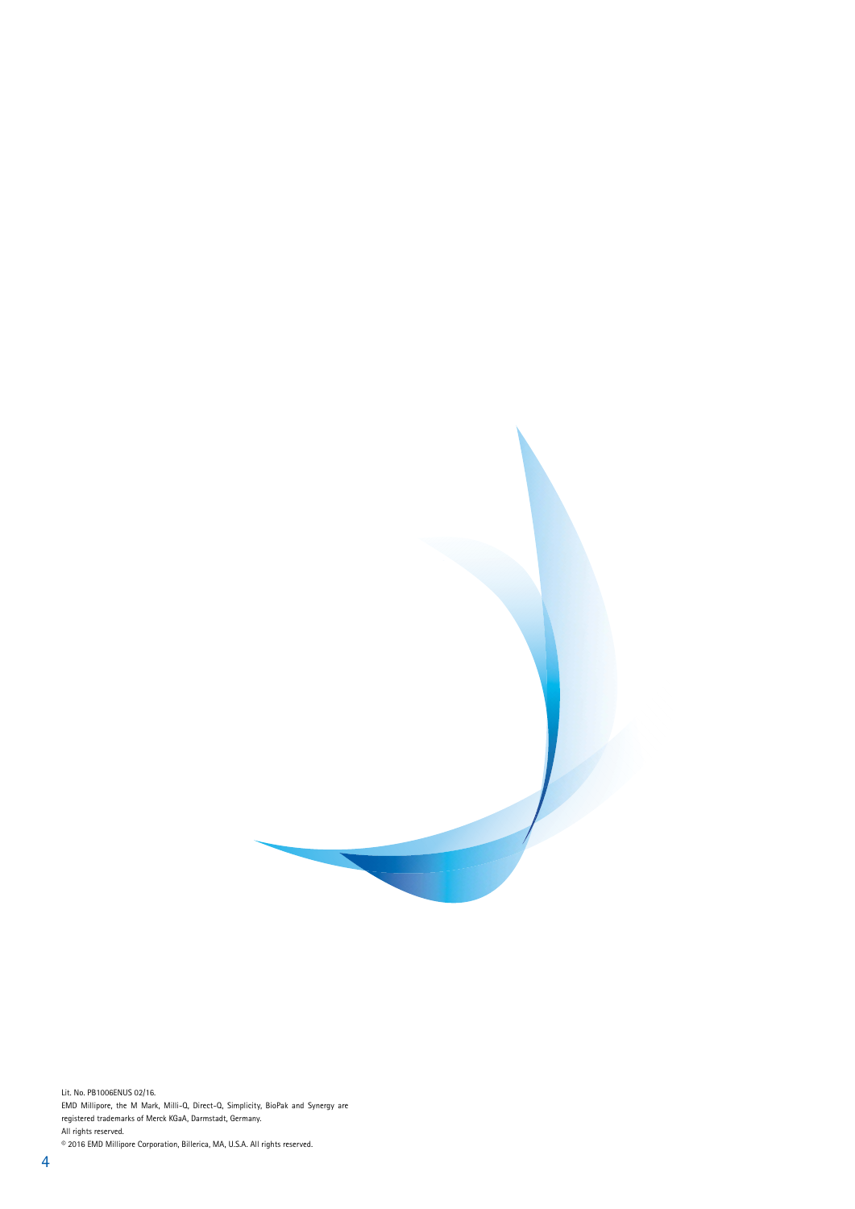Lit. No. PB1006ENUS 02/16.

EMD Millipore, the M Mark, Milli-Q, Direct-Q, Simplicity, BioPak and Synergy are registered trademarks of Merck KGaA, Darmstadt, Germany.

All rights reserved.

© 2016 EMD Millipore Corporation, Billerica, MA, U.S.A. All rights reserved.